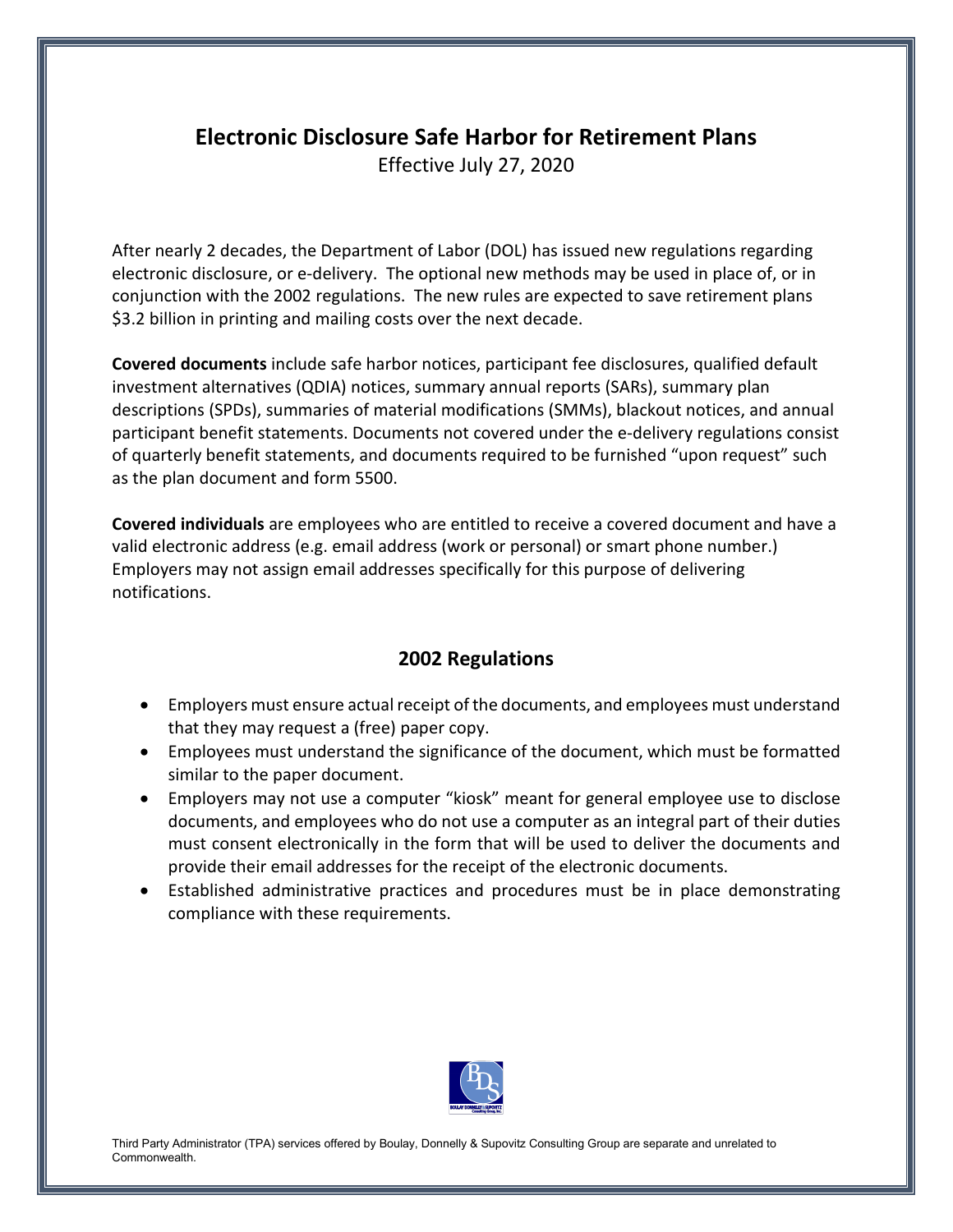# Electronic Disclosure Safe Harbor for Retirement Plans

Effective July 27, 2020

After nearly 2 decades, the Department of Labor (DOL) has issued new regulations regarding electronic disclosure, or e-delivery. The optional new methods may be used in place of, or in conjunction with the 2002 regulations. The new rules are expected to save retirement plans $3.2 billion in printing and mailing costs over the next decade.

**Covered documents** include safe harbor notices, participant fee disclosures, qualified default investment alternatives (QDIA) notices, summary annual reports (SARs), summary plan descriptions (SPDs), summaries of material modifications (SMMs), blackout notices, and annual participant benefit statements. Documents not covered under the e-delivery regulations consist of quarterly benefit statements, and documents required to be furnished "upon request" such as the plan document and form 5500.

**Covered individuals** are employees who are entitled to receive a covered document and have a valid electronic address (e.g. email address (work or personal) or smart phone number.) Employers may not assign email addresses specifically for this purpose of delivering notifications.

## 2002 Regulations

- Employers must ensure actual receipt of the documents, and employees must understand that they may request a (free) paper copy.
- Employees must understand the significance of the document, which must be formatted similar to the paper document.
- Employers may not use a computer "kiosk" meant for general employee use to disclose documents, and employees who do not use a computer as an integral part of their duties must consent electronically in the form that will be used to deliver the documents and provide their email addresses for the receipt of the electronic documents.
- Established administrative practices and procedures must be in place demonstrating compliance with these requirements.

Third Party Administrator (TPA) services offered by Boulay, Donnelly & Supovitz Consulting Group are separate and unrelated to Commonwealth.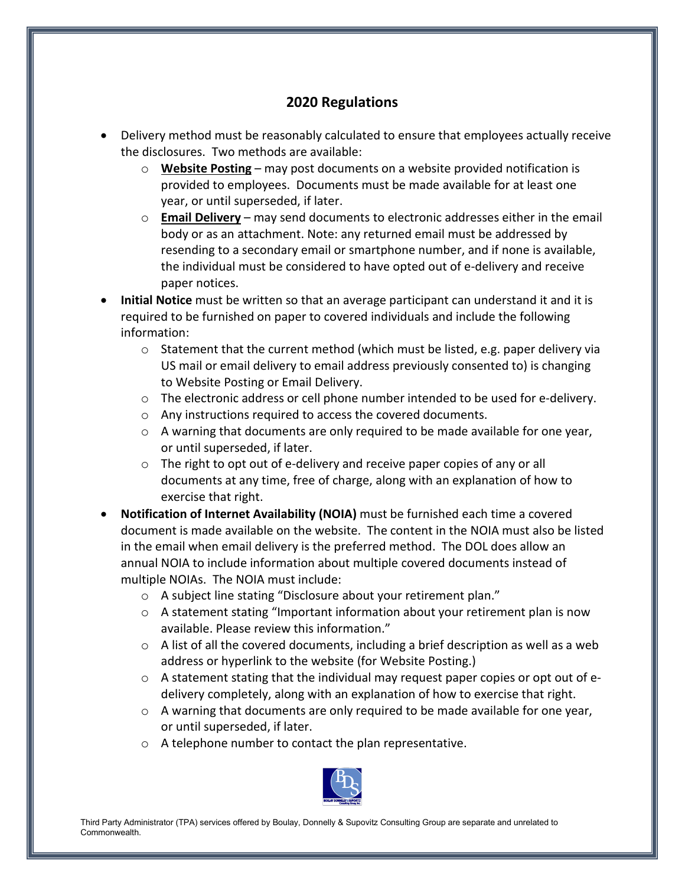## 2020 Regulations

- Delivery method must be reasonably calculated to ensure that employees actually receive the disclosures. Two methods are available:
  - **<u>Website Posting</u>** – may post documents on a website provided notification is provided to employees. Documents must be made available for at least one year, or until superseded, if later.
  - **<u>Email Delivery</u>** – may send documents to electronic addresses either in the email body or as an attachment. Note: any returned email must be addressed by resending to a secondary email or smartphone number, and if none is available, the individual must be considered to have opted out of e-delivery and receive paper notices.
- **Initial Notice** must be written so that an average participant can understand it and it is required to be furnished on paper to covered individuals and include the following information:
  - Statement that the current method (which must be listed, e.g. paper delivery via US mail or email delivery to email address previously consented to) is changing to Website Posting or Email Delivery.
  - The electronic address or cell phone number intended to be used for e-delivery.
  - Any instructions required to access the covered documents.
  - A warning that documents are only required to be made available for one year, or until superseded, if later.
  - The right to opt out of e-delivery and receive paper copies of any or all documents at any time, free of charge, along with an explanation of how to exercise that right.
- **Notification of Internet Availability (NOIA)** must be furnished each time a covered document is made available on the website. The content in the NOIA must also be listed in the email when email delivery is the preferred method. The DOL does allow an annual NOIA to include information about multiple covered documents instead of multiple NOIAs. The NOIA must include:
  - A subject line stating "Disclosure about your retirement plan."
  - A statement stating "Important information about your retirement plan is now available. Please review this information."
  - A list of all the covered documents, including a brief description as well as a web address or hyperlink to the website (for Website Posting.)
  - A statement stating that the individual may request paper copies or opt out of e-delivery completely, along with an explanation of how to exercise that right.
  - A warning that documents are only required to be made available for one year, or until superseded, if later.
  - A telephone number to contact the plan representative.

Third Party Administrator (TPA) services offered by Boulay, Donnelly & Supovitz Consulting Group are separate and unrelated to Commonwealth.